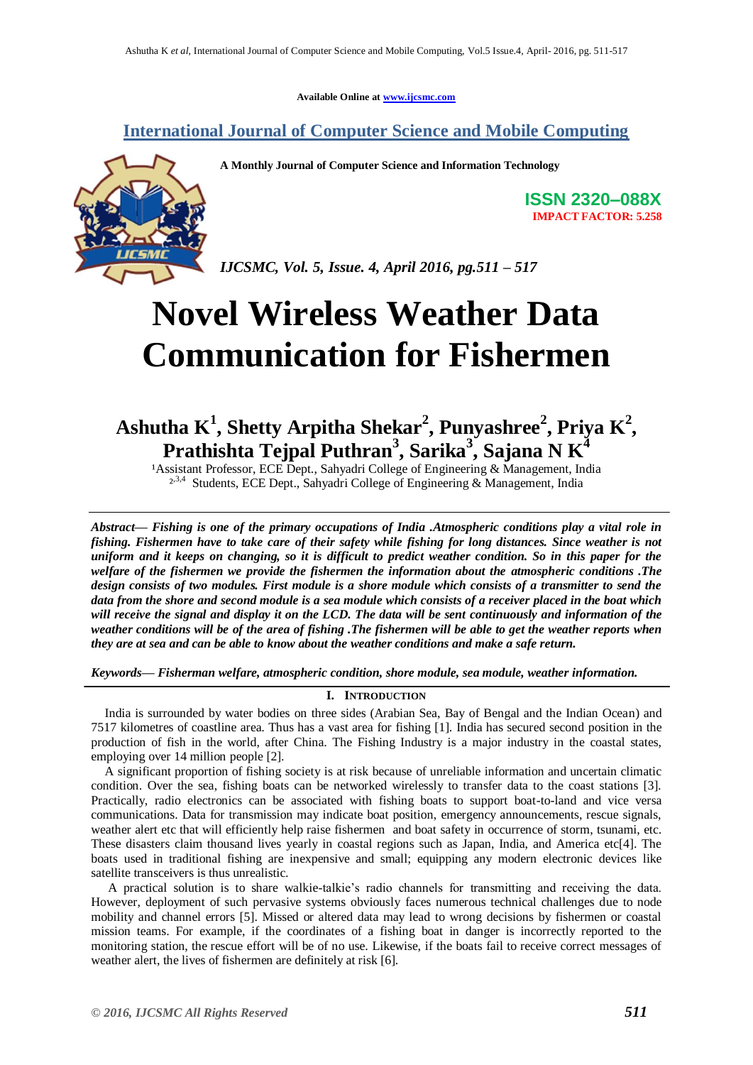Available Online at www.ijcsmc.com

## International Journal of Computer Science and Mobile Computing

**A Monthly Journal of Computer Science and Information Technology**

**ISSN 2320–088X**
**IMPACT FACTOR: 5.258**

*IJCSMC, Vol. 5, Issue. 4, April 2016, pg.511 – 517*

# Novel Wireless Weather Data Communication for Fishermen

**Ashutha K[1], Shetty Arpitha Shekar[2], Punyashree[2], Priya K[2], Prathishta Tejpal Puthran[3], Sarika[3], Sajana N K[4]**

[1]Assistant Professor, ECE Dept., Sahyadri College of Engineering & Management, India
[2,3,4] Students, ECE Dept., Sahyadri College of Engineering & Management, India

***Abstract***— ***Fishing is one of the primary occupations of India .Atmospheric conditions play a vital role in fishing. Fishermen have to take care of their safety while fishing for long distances. Since weather is not uniform and it keeps on changing, so it is difficult to predict weather condition. So in this paper for the welfare of the fishermen we provide the fishermen the information about the atmospheric conditions .The design consists of two modules. First module is a shore module which consists of a transmitter to send the data from the shore and second module is a sea module which consists of a receiver placed in the boat which will receive the signal and display it on the LCD. The data will be sent continuously and information of the weather conditions will be of the area of fishing .The fishermen will be able to get the weather reports when they are at sea and can be able to know about the weather conditions and make a safe return.***

***Keywords***— ***Fisherman welfare, atmospheric condition, shore module, sea module, weather information.***

## I. Introduction

India is surrounded by water bodies on three sides (Arabian Sea, Bay of Bengal and the Indian Ocean) and 7517 kilometres of coastline area. Thus has a vast area for fishing [1]. India has secured second position in the production of fish in the world, after China. The Fishing Industry is a major industry in the coastal states, employing over 14 million people [2].

A significant proportion of fishing society is at risk because of unreliable information and uncertain climatic condition. Over the sea, fishing boats can be networked wirelessly to transfer data to the coast stations [3]. Practically, radio electronics can be associated with fishing boats to support boat-to-land and vice versa communications. Data for transmission may indicate boat position, emergency announcements, rescue signals, weather alert etc that will efficiently help raise fishermen and boat safety in occurrence of storm, tsunami, etc. These disasters claim thousand lives yearly in coastal regions such as Japan, India, and America etc[4]. The boats used in traditional fishing are inexpensive and small; equipping any modern electronic devices like satellite transceivers is thus unrealistic.

A practical solution is to share walkie-talkie's radio channels for transmitting and receiving the data. However, deployment of such pervasive systems obviously faces numerous technical challenges due to node mobility and channel errors [5]. Missed or altered data may lead to wrong decisions by fishermen or coastal mission teams. For example, if the coordinates of a fishing boat in danger is incorrectly reported to the monitoring station, the rescue effort will be of no use. Likewise, if the boats fail to receive correct messages of weather alert, the lives of fishermen are definitely at risk [6].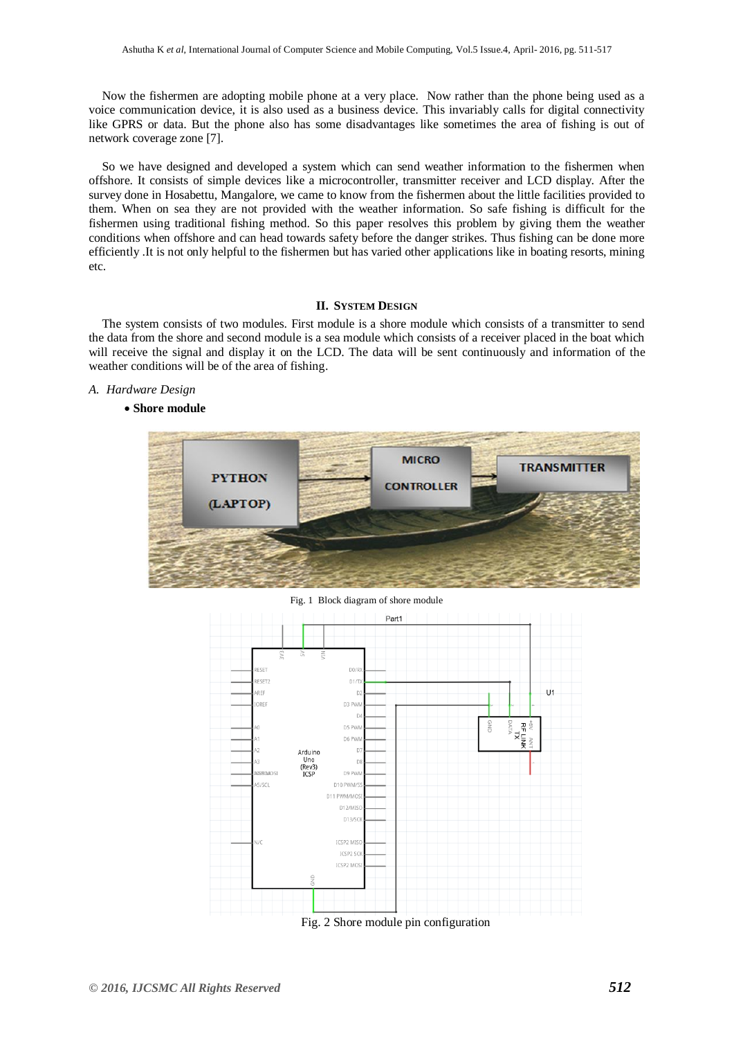Now the fishermen are adopting mobile phone at a very place. Now rather than the phone being used as a voice communication device, it is also used as a business device. This invariably calls for digital connectivity like GPRS or data. But the phone also has some disadvantages like sometimes the area of fishing is out of network coverage zone [7].

So we have designed and developed a system which can send weather information to the fishermen when offshore. It consists of simple devices like a microcontroller, transmitter receiver and LCD display. After the survey done in Hosabettu, Mangalore, we came to know from the fishermen about the little facilities provided to them. When on sea they are not provided with the weather information. So safe fishing is difficult for the fishermen using traditional fishing method. So this paper resolves this problem by giving them the weather conditions when offshore and can head towards safety before the danger strikes. Thus fishing can be done more efficiently .It is not only helpful to the fishermen but has varied other applications like in boating resorts, mining etc.

## II. System Design

The system consists of two modules. First module is a shore module which consists of a transmitter to send the data from the shore and second module is a sea module which consists of a receiver placed in the boat which will receive the signal and display it on the LCD. The data will be sent continuously and information of the weather conditions will be of the area of fishing.

### *A. Hardware Design*

- **Shore module**

Fig. 1 Block diagram of shore module

Fig. 2 Shore module pin configuration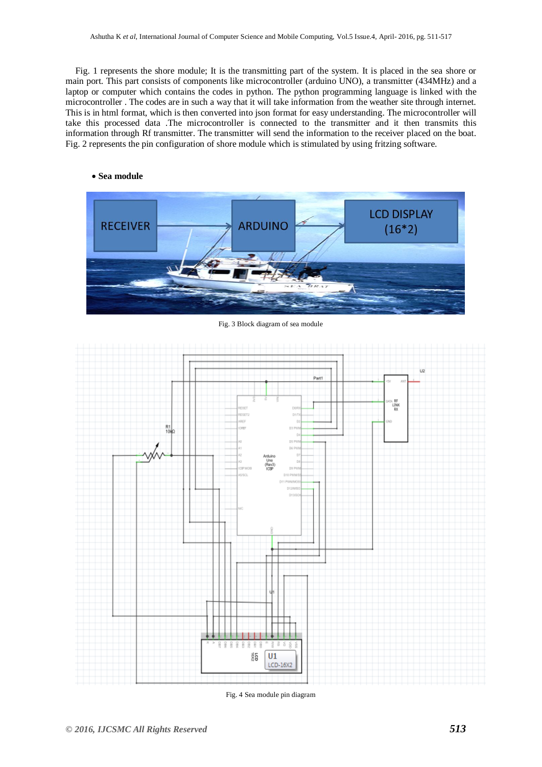Fig. 1 represents the shore module; It is the transmitting part of the system. It is placed in the sea shore or main port. This part consists of components like microcontroller (arduino UNO), a transmitter (434MHz) and a laptop or computer which contains the codes in python. The python programming language is linked with the microcontroller . The codes are in such a way that it will take information from the weather site through internet. This is in html format, which is then converted into json format for easy understanding. The microcontroller will take this processed data .The microcontroller is connected to the transmitter and it then transmits this information through Rf transmitter. The transmitter will send the information to the receiver placed on the boat. Fig. 2 represents the pin configuration of shore module which is stimulated by using fritzing software.

- **Sea module**

Fig. 3 Block diagram of sea module

Fig. 4 Sea module pin diagram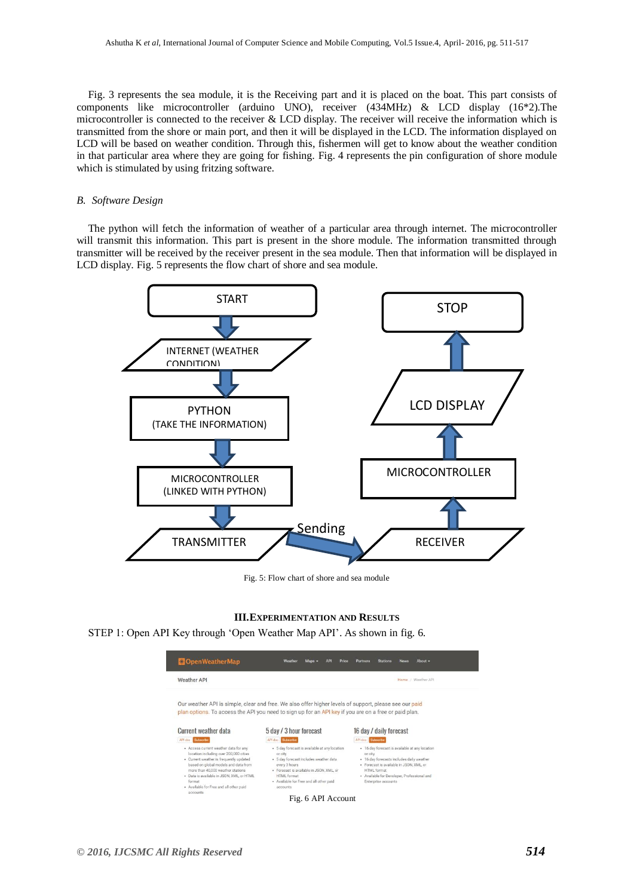Fig. 3 represents the sea module, it is the Receiving part and it is placed on the boat. This part consists of components like microcontroller (arduino UNO), receiver (434MHz) & LCD display (16*2).The microcontroller is connected to the receiver & LCD display. The receiver will receive the information which is transmitted from the shore or main port, and then it will be displayed in the LCD. The information displayed on LCD will be based on weather condition. Through this, fishermen will get to know about the weather condition in that particular area where they are going for fishing. Fig. 4 represents the pin configuration of shore module which is stimulated by using fritzing software.

### *B. Software Design*

The python will fetch the information of weather of a particular area through internet. The microcontroller will transmit this information. This part is present in the shore module. The information transmitted through transmitter will be received by the receiver present in the sea module. Then that information will be displayed in LCD display. Fig. 5 represents the flow chart of shore and sea module.

Fig. 5: Flow chart of shore and sea module

## III. Experimentation and Results

STEP 1: Open API Key through 'Open Weather Map API'. As shown in fig. 6.

Fig. 6 API Account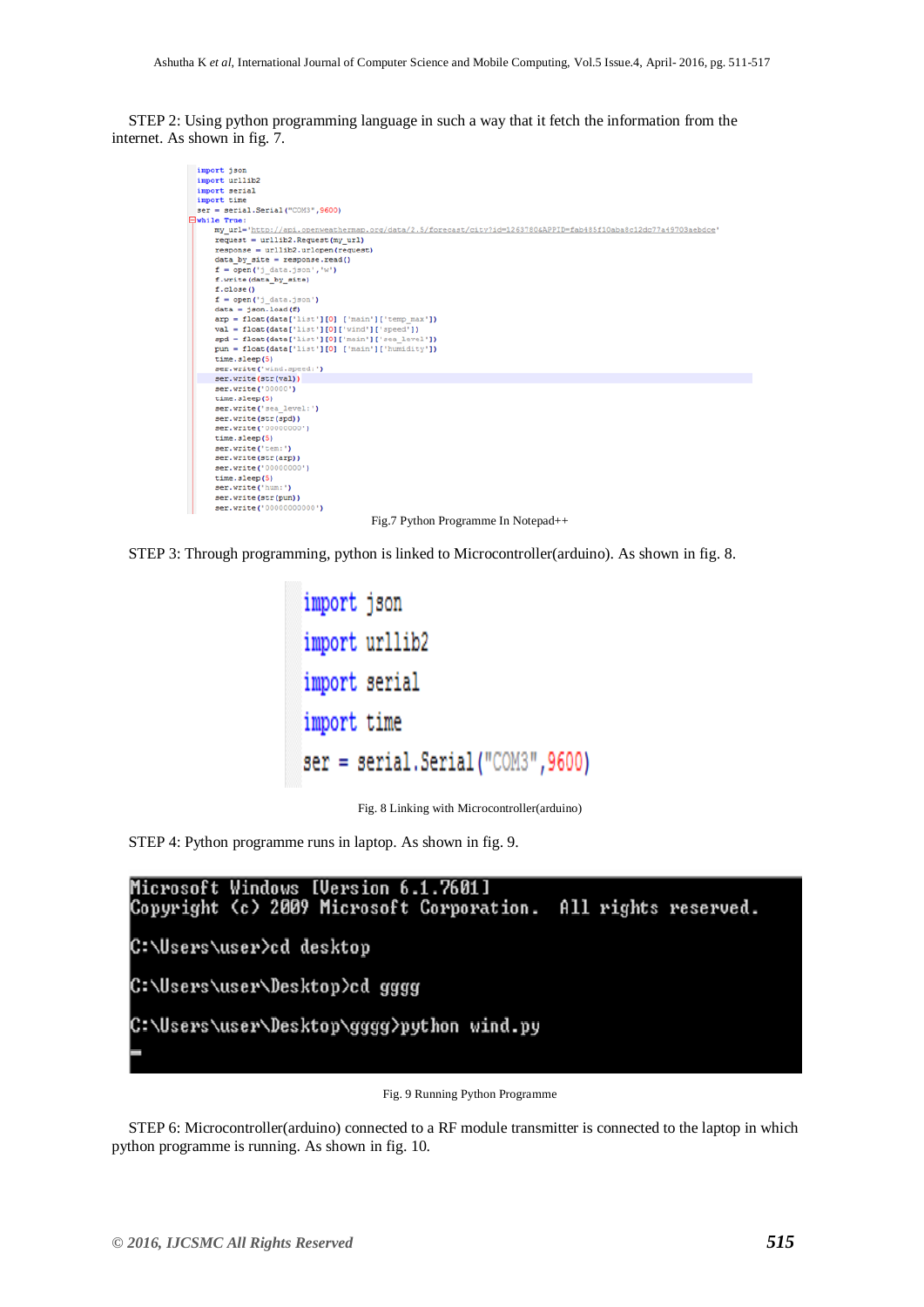STEP 2: Using python programming language in such a way that it fetch the information from the internet. As shown in fig. 7.

```
import json
import urllib2
import serial
import time
ser = serial.Serial("COM3",9600)
while True:
    my_url='http://api.openweathermap.org/data/2.5/forecast/city?id=1263780&APPID=fab485f10aba8c12dc77a49703aebdce'
    request = urllib2.Request(my_url)
    response = urllib2.urlopen(request)
    data_by_site = response.read()
    f = open('j_data.json','w')
    f.write(data_by_site)
    f.close()
    f = open('j_data.json')
    data = json.load(f)
    arp = float(data['list'][0] ['main']['temp_max'])
    val = float(data['list'][0]['wind']['speed'])
    spd = float(data['list'][0]['main']['sea_level'])
    pun = float(data['list'][0] ['main']['humidity'])
    time.sleep(5)
    ser.write('wind.speed:')
    ser.write(str(val))
    ser.write('00000')
    time.sleep(5)
    ser.write('sea_level:')
    ser.write(str(spd))
    ser.write('00000000')
    time.sleep(5)
    ser.write('tem:')
    ser.write(str(arp))
    ser.write('00000000')
    time.sleep(5)
    ser.write('hum:')
    ser.write(str(pun))
    ser.write('00000000000')
```

Fig.7 Python Programme In Notepad++

STEP 3: Through programming, python is linked to Microcontroller(arduino). As shown in fig. 8.

```
import json
import urllib2
import serial
import time
ser = serial.Serial("COM3",9600)
```

Fig. 8 Linking with Microcontroller(arduino)

STEP 4: Python programme runs in laptop. As shown in fig. 9.

```
Microsoft Windows [Version 6.1.7601]
Copyright (c) 2009 Microsoft Corporation.  All rights reserved.

C:\Users\user>cd desktop

C:\Users\user\Desktop>cd gggg

C:\Users\user\Desktop\gggg>python wind.py
_
```

Fig. 9 Running Python Programme

STEP 6: Microcontroller(arduino) connected to a RF module transmitter is connected to the laptop in which python programme is running. As shown in fig. 10.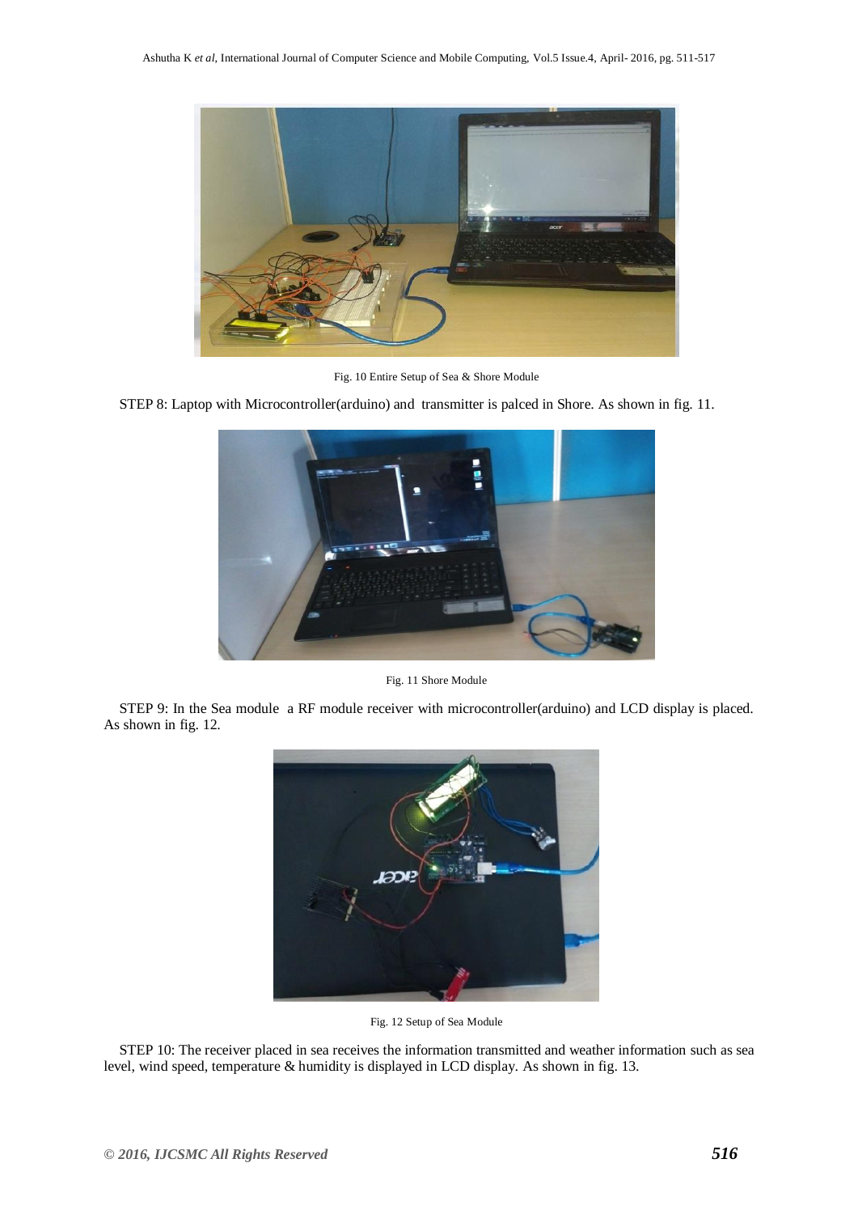Fig. 10 Entire Setup of Sea & Shore Module

STEP 8: Laptop with Microcontroller(arduino) and transmitter is palced in Shore. As shown in fig. 11.

Fig. 11 Shore Module

STEP 9: In the Sea module a RF module receiver with microcontroller(arduino) and LCD display is placed. As shown in fig. 12.

Fig. 12 Setup of Sea Module

STEP 10: The receiver placed in sea receives the information transmitted and weather information such as sea level, wind speed, temperature & humidity is displayed in LCD display. As shown in fig. 13.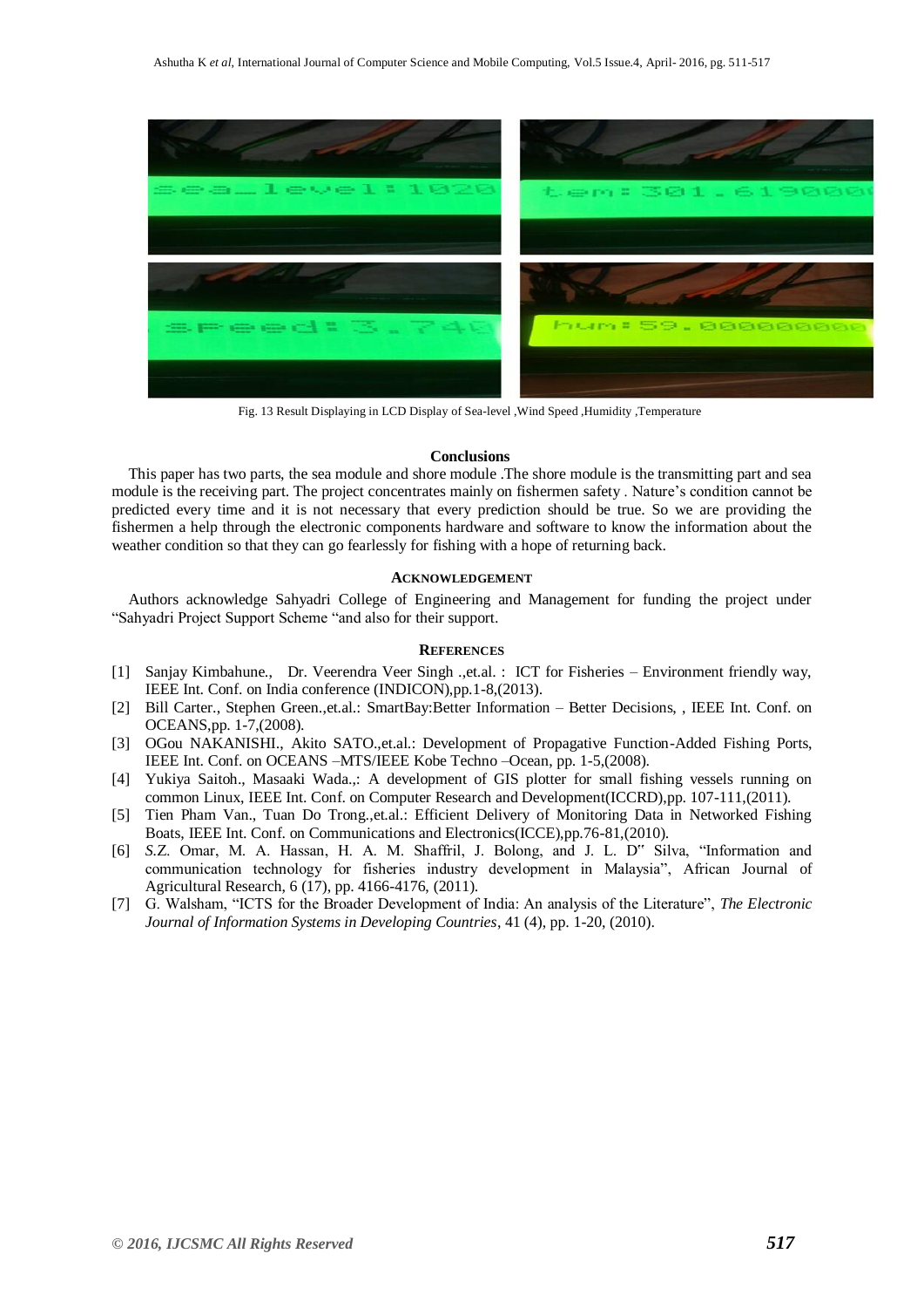Fig. 13 Result Displaying in LCD Display of Sea-level ,Wind Speed ,Humidity ,Temperature

## Conclusions

This paper has two parts, the sea module and shore module .The shore module is the transmitting part and sea module is the receiving part. The project concentrates mainly on fishermen safety . Nature's condition cannot be predicted every time and it is not necessary that every prediction should be true. So we are providing the fishermen a help through the electronic components hardware and software to know the information about the weather condition so that they can go fearlessly for fishing with a hope of returning back.

## Acknowledgement

Authors acknowledge Sahyadri College of Engineering and Management for funding the project under "Sahyadri Project Support Scheme "and also for their support.

## References

[1] Sanjay Kimbahune., Dr. Veerendra Veer Singh .,et.al. : ICT for Fisheries – Environment friendly way, IEEE Int. Conf. on India conference (INDICON),pp.1-8,(2013).

[2] Bill Carter., Stephen Green.,et.al.: SmartBay:Better Information – Better Decisions, , IEEE Int. Conf. on OCEANS,pp. 1-7,(2008).

[3] OGou NAKANISHI., Akito SATO.,et.al.: Development of Propagative Function-Added Fishing Ports, IEEE Int. Conf. on OCEANS –MTS/IEEE Kobe Techno –Ocean, pp. 1-5,(2008).

[4] Yukiya Saitoh., Masaaki Wada.,: A development of GIS plotter for small fishing vessels running on common Linux, IEEE Int. Conf. on Computer Research and Development(ICCRD),pp. 107-111,(2011).

[5] Tien Pham Van., Tuan Do Trong.,et.al.: Efficient Delivery of Monitoring Data in Networked Fishing Boats, IEEE Int. Conf. on Communications and Electronics(ICCE),pp.76-81,(2010).

[6] S.Z. Omar, M. A. Hassan, H. A. M. Shaffril, J. Bolong, and J. L. D" Silva, "Information and communication technology for fisheries industry development in Malaysia", African Journal of Agricultural Research, 6 (17), pp. 4166-4176, (2011).

[7] G. Walsham, "ICTS for the Broader Development of India: An analysis of the Literature", *The Electronic Journal of Information Systems in Developing Countries*, 41 (4), pp. 1-20, (2010).